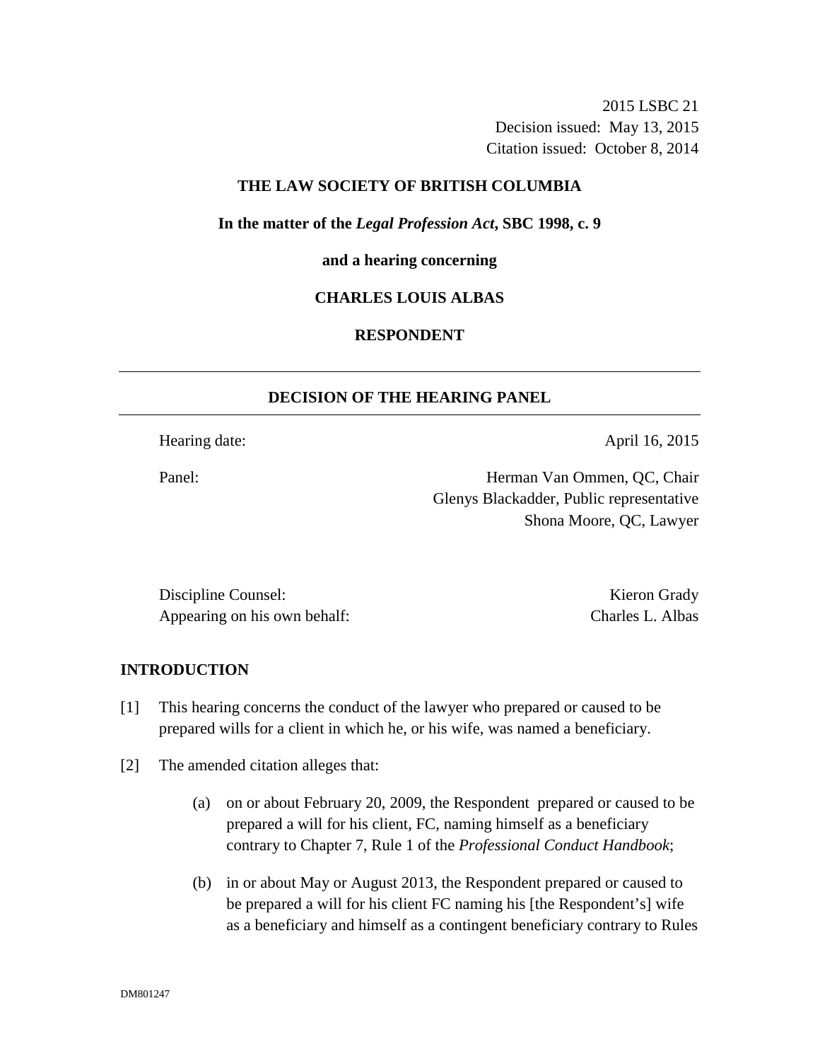2015 LSBC 21
Decision issued: May 13, 2015
Citation issued: October 8, 2014

**THE LAW SOCIETY OF BRITISH COLUMBIA**

**In the matter of the *Legal Profession Act*, SBC 1998, c. 9**

**and a hearing concerning**

**CHARLES LOUIS ALBAS**

**RESPONDENT**

## DECISION OF THE HEARING PANEL

Hearing date: April 16, 2015

Panel: Herman Van Ommen, QC, Chair
Glenys Blackadder, Public representative
Shona Moore, QC, Lawyer

Discipline Counsel: Kieron Grady
Appearing on his own behalf: Charles L. Albas

## INTRODUCTION

[1] This hearing concerns the conduct of the lawyer who prepared or caused to be prepared wills for a client in which he, or his wife, was named a beneficiary.

[2] The amended citation alleges that:

(a) on or about February 20, 2009, the Respondent prepared or caused to be prepared a will for his client, FC, naming himself as a beneficiary contrary to Chapter 7, Rule 1 of the *Professional Conduct Handbook*;

(b) in or about May or August 2013, the Respondent prepared or caused to be prepared a will for his client FC naming his [the Respondent's] wife as a beneficiary and himself as a contingent beneficiary contrary to Rules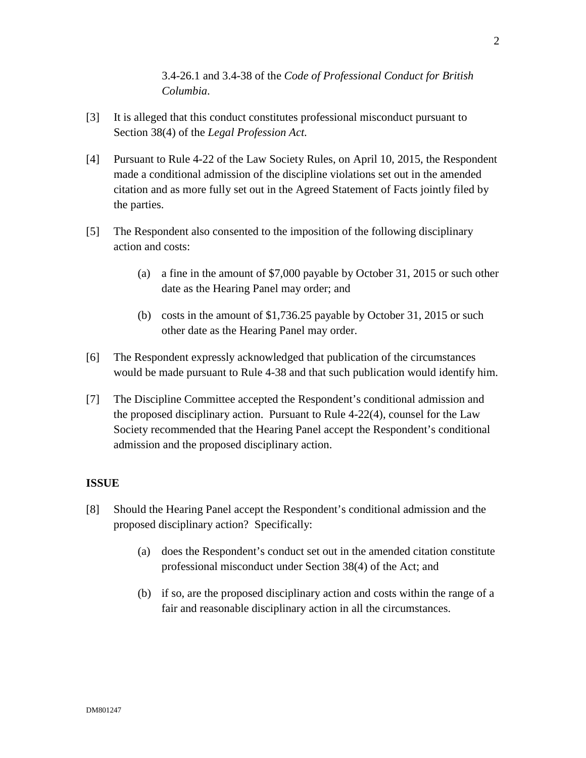3.4-26.1 and 3.4-38 of the *Code of Professional Conduct for British Columbia*.

[3] It is alleged that this conduct constitutes professional misconduct pursuant to Section 38(4) of the *Legal Profession Act.*

[4] Pursuant to Rule 4-22 of the Law Society Rules, on April 10, 2015, the Respondent made a conditional admission of the discipline violations set out in the amended citation and as more fully set out in the Agreed Statement of Facts jointly filed by the parties.

[5] The Respondent also consented to the imposition of the following disciplinary action and costs:

(a) a fine in the amount of $7,000 payable by October 31, 2015 or such other date as the Hearing Panel may order; and

(b) costs in the amount of $1,736.25 payable by October 31, 2015 or such other date as the Hearing Panel may order.

[6] The Respondent expressly acknowledged that publication of the circumstances would be made pursuant to Rule 4-38 and that such publication would identify him.

[7] The Discipline Committee accepted the Respondent's conditional admission and the proposed disciplinary action. Pursuant to Rule 4-22(4), counsel for the Law Society recommended that the Hearing Panel accept the Respondent's conditional admission and the proposed disciplinary action.

## ISSUE

[8] Should the Hearing Panel accept the Respondent's conditional admission and the proposed disciplinary action? Specifically:

(a) does the Respondent's conduct set out in the amended citation constitute professional misconduct under Section 38(4) of the Act; and

(b) if so, are the proposed disciplinary action and costs within the range of a fair and reasonable disciplinary action in all the circumstances.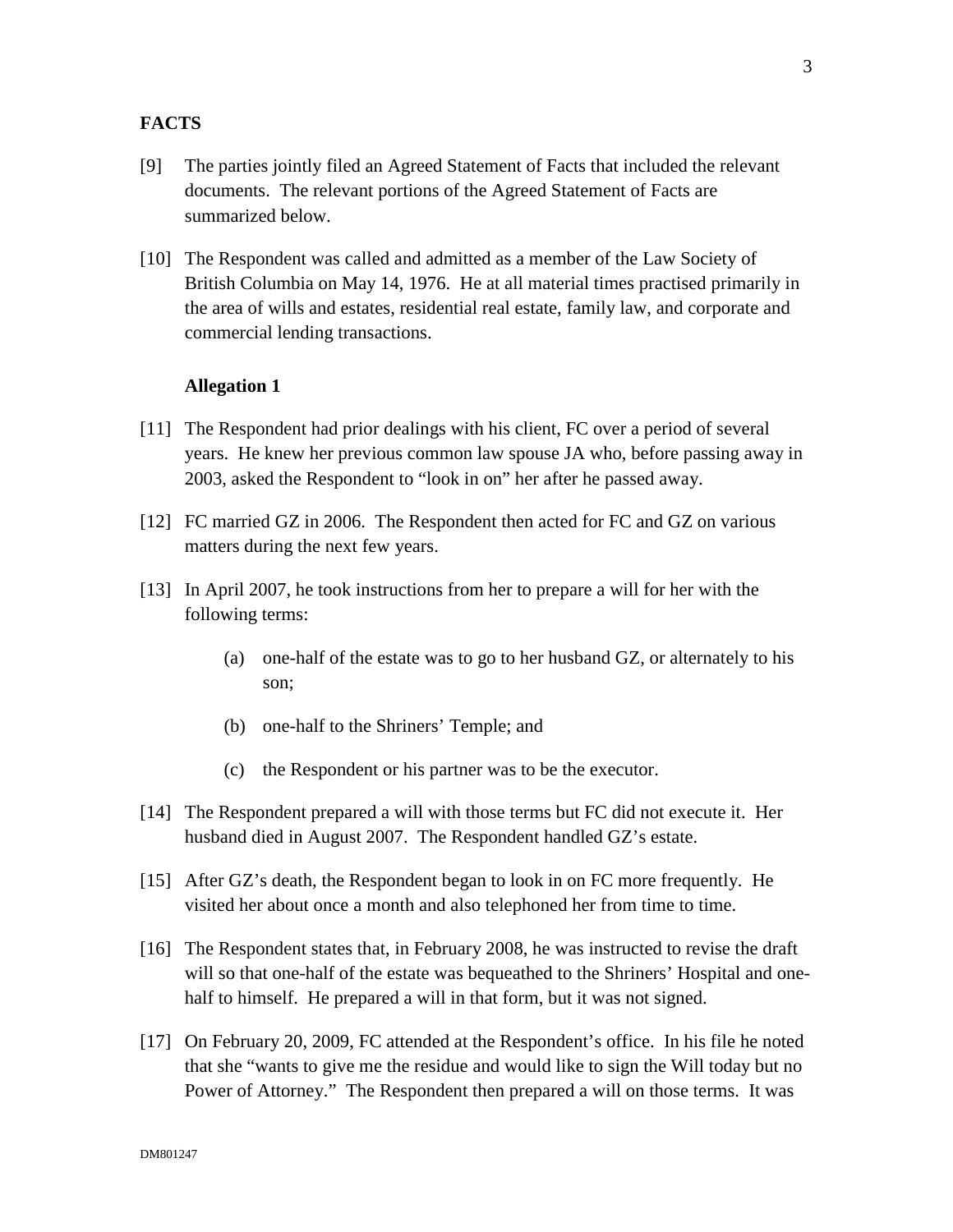## FACTS

[9] The parties jointly filed an Agreed Statement of Facts that included the relevant documents. The relevant portions of the Agreed Statement of Facts are summarized below.

[10] The Respondent was called and admitted as a member of the Law Society of British Columbia on May 14, 1976. He at all material times practised primarily in the area of wills and estates, residential real estate, family law, and corporate and commercial lending transactions.

### Allegation 1

[11] The Respondent had prior dealings with his client, FC over a period of several years. He knew her previous common law spouse JA who, before passing away in 2003, asked the Respondent to "look in on" her after he passed away.

[12] FC married GZ in 2006. The Respondent then acted for FC and GZ on various matters during the next few years.

[13] In April 2007, he took instructions from her to prepare a will for her with the following terms:

(a) one-half of the estate was to go to her husband GZ, or alternately to his son;

(b) one-half to the Shriners' Temple; and

(c) the Respondent or his partner was to be the executor.

[14] The Respondent prepared a will with those terms but FC did not execute it. Her husband died in August 2007. The Respondent handled GZ's estate.

[15] After GZ's death, the Respondent began to look in on FC more frequently. He visited her about once a month and also telephoned her from time to time.

[16] The Respondent states that, in February 2008, he was instructed to revise the draft will so that one-half of the estate was bequeathed to the Shriners' Hospital and one-half to himself. He prepared a will in that form, but it was not signed.

[17] On February 20, 2009, FC attended at the Respondent's office. In his file he noted that she "wants to give me the residue and would like to sign the Will today but no Power of Attorney." The Respondent then prepared a will on those terms. It was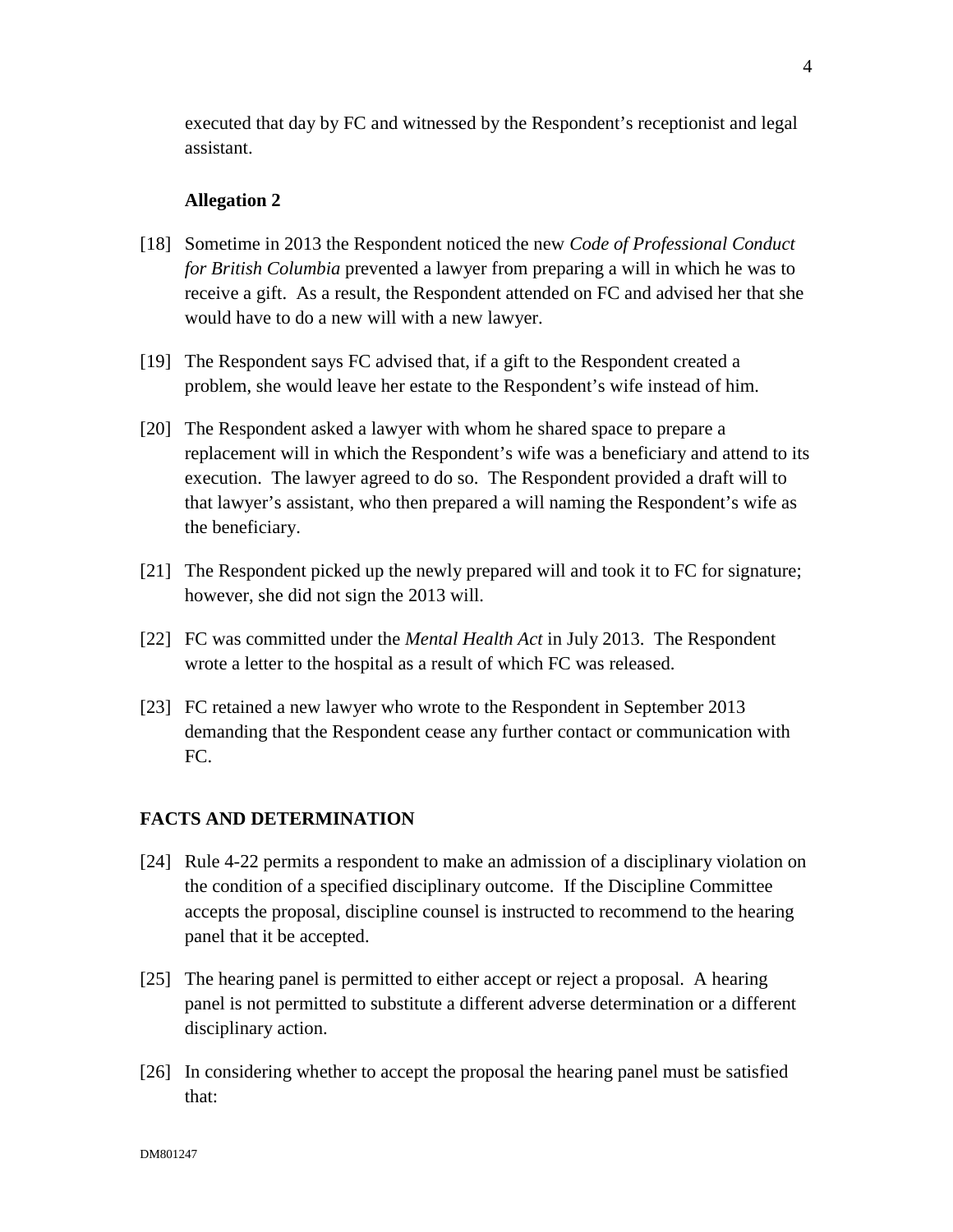executed that day by FC and witnessed by the Respondent's receptionist and legal assistant.

### Allegation 2

[18] Sometime in 2013 the Respondent noticed the new *Code of Professional Conduct for British Columbia* prevented a lawyer from preparing a will in which he was to receive a gift. As a result, the Respondent attended on FC and advised her that she would have to do a new will with a new lawyer.

[19] The Respondent says FC advised that, if a gift to the Respondent created a problem, she would leave her estate to the Respondent's wife instead of him.

[20] The Respondent asked a lawyer with whom he shared space to prepare a replacement will in which the Respondent's wife was a beneficiary and attend to its execution. The lawyer agreed to do so. The Respondent provided a draft will to that lawyer's assistant, who then prepared a will naming the Respondent's wife as the beneficiary.

[21] The Respondent picked up the newly prepared will and took it to FC for signature; however, she did not sign the 2013 will.

[22] FC was committed under the *Mental Health Act* in July 2013. The Respondent wrote a letter to the hospital as a result of which FC was released.

[23] FC retained a new lawyer who wrote to the Respondent in September 2013 demanding that the Respondent cease any further contact or communication with FC.

## FACTS AND DETERMINATION

[24] Rule 4-22 permits a respondent to make an admission of a disciplinary violation on the condition of a specified disciplinary outcome. If the Discipline Committee accepts the proposal, discipline counsel is instructed to recommend to the hearing panel that it be accepted.

[25] The hearing panel is permitted to either accept or reject a proposal. A hearing panel is not permitted to substitute a different adverse determination or a different disciplinary action.

[26] In considering whether to accept the proposal the hearing panel must be satisfied that: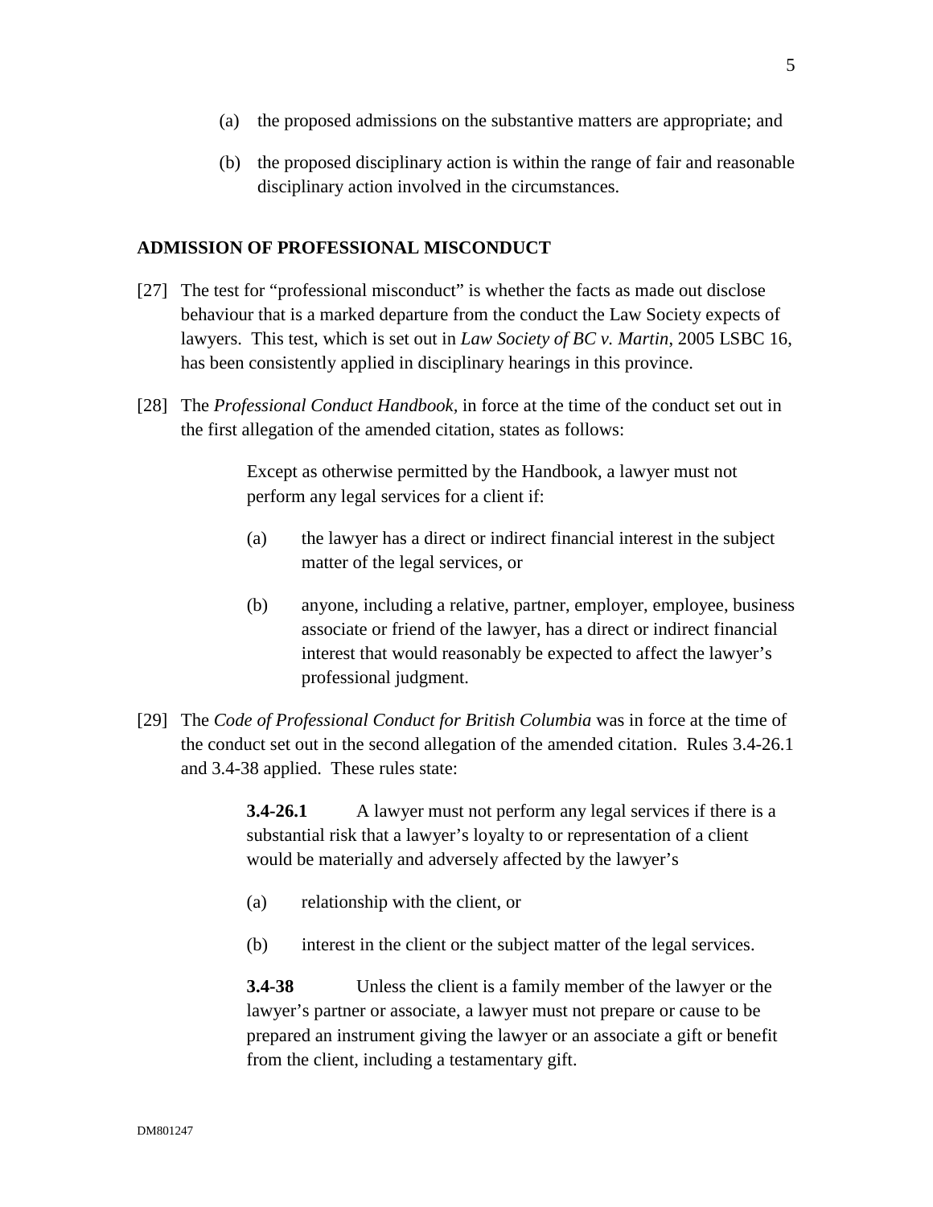(a) the proposed admissions on the substantive matters are appropriate; and

(b) the proposed disciplinary action is within the range of fair and reasonable disciplinary action involved in the circumstances.

## ADMISSION OF PROFESSIONAL MISCONDUCT

[27] The test for "professional misconduct" is whether the facts as made out disclose behaviour that is a marked departure from the conduct the Law Society expects of lawyers. This test, which is set out in *Law Society of BC v. Martin*, 2005 LSBC 16, has been consistently applied in disciplinary hearings in this province.

[28] The *Professional Conduct Handbook,* in force at the time of the conduct set out in the first allegation of the amended citation, states as follows:

> Except as otherwise permitted by the Handbook, a lawyer must not perform any legal services for a client if:
>
> (a) the lawyer has a direct or indirect financial interest in the subject matter of the legal services, or
>
> (b) anyone, including a relative, partner, employer, employee, business associate or friend of the lawyer, has a direct or indirect financial interest that would reasonably be expected to affect the lawyer's professional judgment.

[29] The *Code of Professional Conduct for British Columbia* was in force at the time of the conduct set out in the second allegation of the amended citation. Rules 3.4-26.1 and 3.4-38 applied. These rules state:

> **3.4-26.1** A lawyer must not perform any legal services if there is a substantial risk that a lawyer's loyalty to or representation of a client would be materially and adversely affected by the lawyer's
>
> (a) relationship with the client, or
>
> (b) interest in the client or the subject matter of the legal services.
>
> **3.4-38** Unless the client is a family member of the lawyer or the lawyer's partner or associate, a lawyer must not prepare or cause to be prepared an instrument giving the lawyer or an associate a gift or benefit from the client, including a testamentary gift.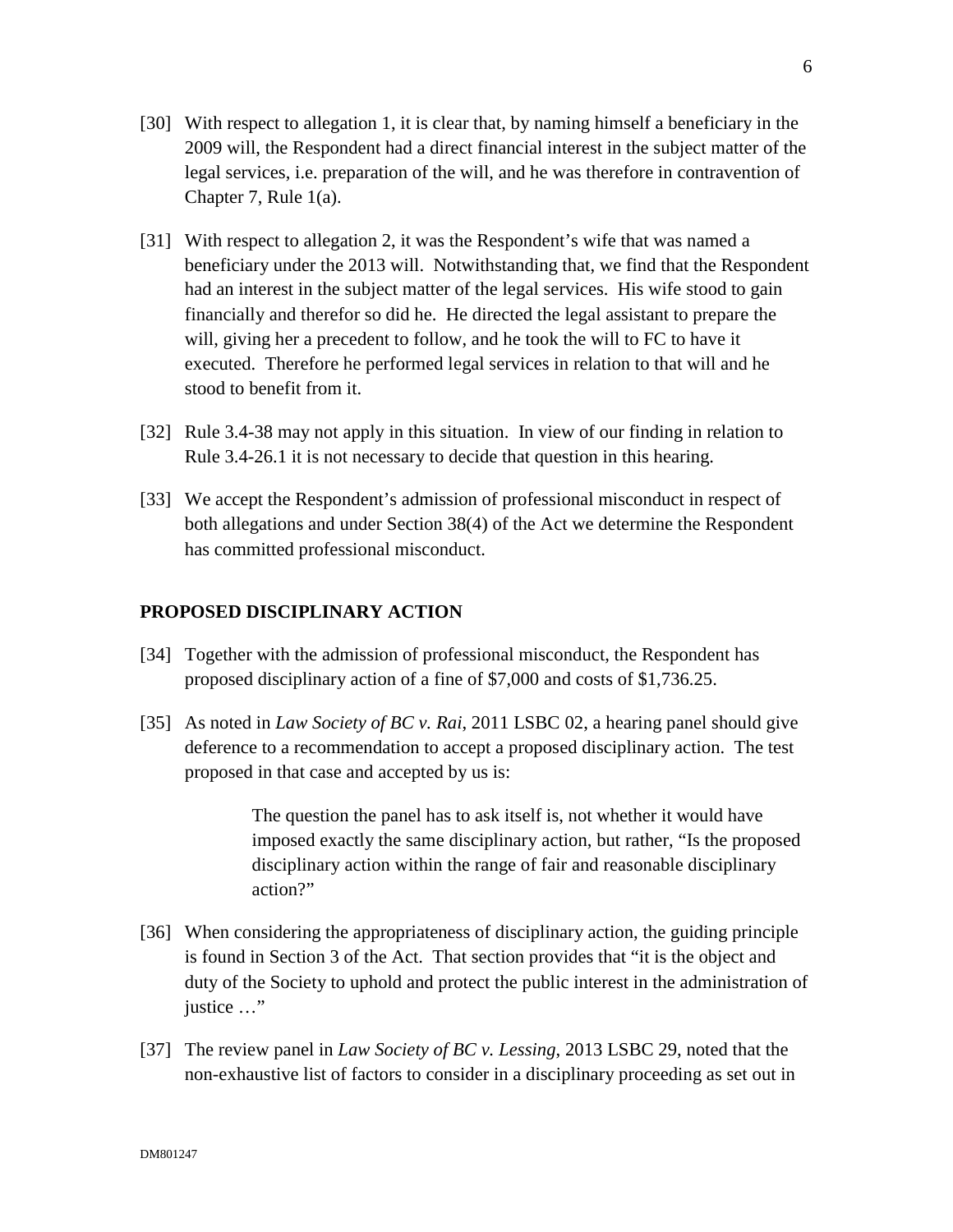[30] With respect to allegation 1, it is clear that, by naming himself a beneficiary in the 2009 will, the Respondent had a direct financial interest in the subject matter of the legal services, i.e. preparation of the will, and he was therefore in contravention of Chapter 7, Rule 1(a).

[31] With respect to allegation 2, it was the Respondent's wife that was named a beneficiary under the 2013 will. Notwithstanding that, we find that the Respondent had an interest in the subject matter of the legal services. His wife stood to gain financially and therefor so did he. He directed the legal assistant to prepare the will, giving her a precedent to follow, and he took the will to FC to have it executed. Therefore he performed legal services in relation to that will and he stood to benefit from it.

[32] Rule 3.4-38 may not apply in this situation. In view of our finding in relation to Rule 3.4-26.1 it is not necessary to decide that question in this hearing.

[33] We accept the Respondent's admission of professional misconduct in respect of both allegations and under Section 38(4) of the Act we determine the Respondent has committed professional misconduct.

## PROPOSED DISCIPLINARY ACTION

[34] Together with the admission of professional misconduct, the Respondent has proposed disciplinary action of a fine of $7,000 and costs of $1,736.25.

[35] As noted in *Law Society of BC v. Rai*, 2011 LSBC 02, a hearing panel should give deference to a recommendation to accept a proposed disciplinary action. The test proposed in that case and accepted by us is:

> The question the panel has to ask itself is, not whether it would have imposed exactly the same disciplinary action, but rather, "Is the proposed disciplinary action within the range of fair and reasonable disciplinary action?"

[36] When considering the appropriateness of disciplinary action, the guiding principle is found in Section 3 of the Act. That section provides that "it is the object and duty of the Society to uphold and protect the public interest in the administration of justice …"

[37] The review panel in *Law Society of BC v. Lessing*, 2013 LSBC 29, noted that the non-exhaustive list of factors to consider in a disciplinary proceeding as set out in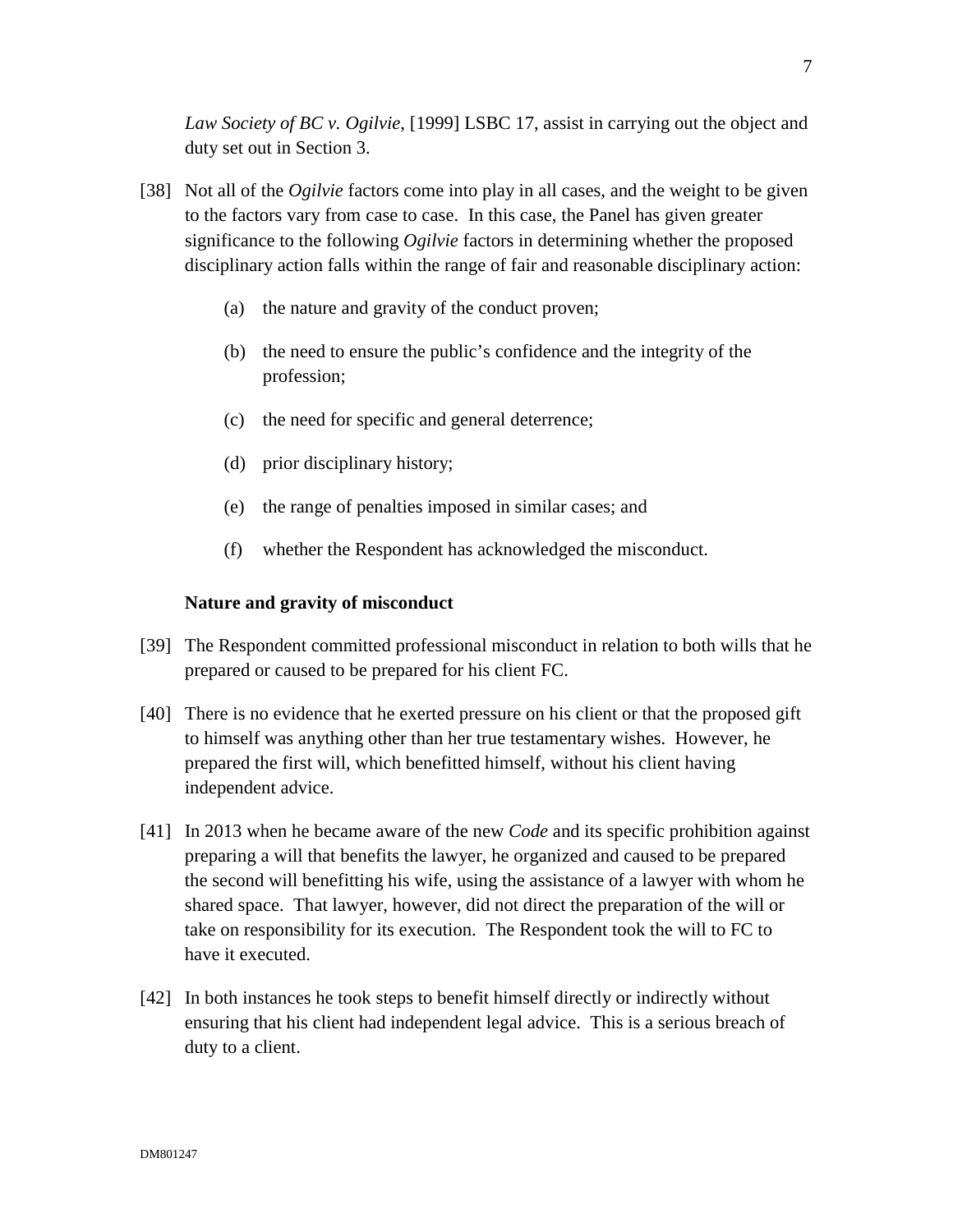*Law Society of BC v. Ogilvie*, [1999] LSBC 17, assist in carrying out the object and duty set out in Section 3.

[38] Not all of the *Ogilvie* factors come into play in all cases, and the weight to be given to the factors vary from case to case. In this case, the Panel has given greater significance to the following *Ogilvie* factors in determining whether the proposed disciplinary action falls within the range of fair and reasonable disciplinary action:

(a) the nature and gravity of the conduct proven;

(b) the need to ensure the public's confidence and the integrity of the profession;

(c) the need for specific and general deterrence;

(d) prior disciplinary history;

(e) the range of penalties imposed in similar cases; and

(f) whether the Respondent has acknowledged the misconduct.

**Nature and gravity of misconduct**

[39] The Respondent committed professional misconduct in relation to both wills that he prepared or caused to be prepared for his client FC.

[40] There is no evidence that he exerted pressure on his client or that the proposed gift to himself was anything other than her true testamentary wishes. However, he prepared the first will, which benefitted himself, without his client having independent advice.

[41] In 2013 when he became aware of the new *Code* and its specific prohibition against preparing a will that benefits the lawyer, he organized and caused to be prepared the second will benefitting his wife, using the assistance of a lawyer with whom he shared space. That lawyer, however, did not direct the preparation of the will or take on responsibility for its execution. The Respondent took the will to FC to have it executed.

[42] In both instances he took steps to benefit himself directly or indirectly without ensuring that his client had independent legal advice. This is a serious breach of duty to a client.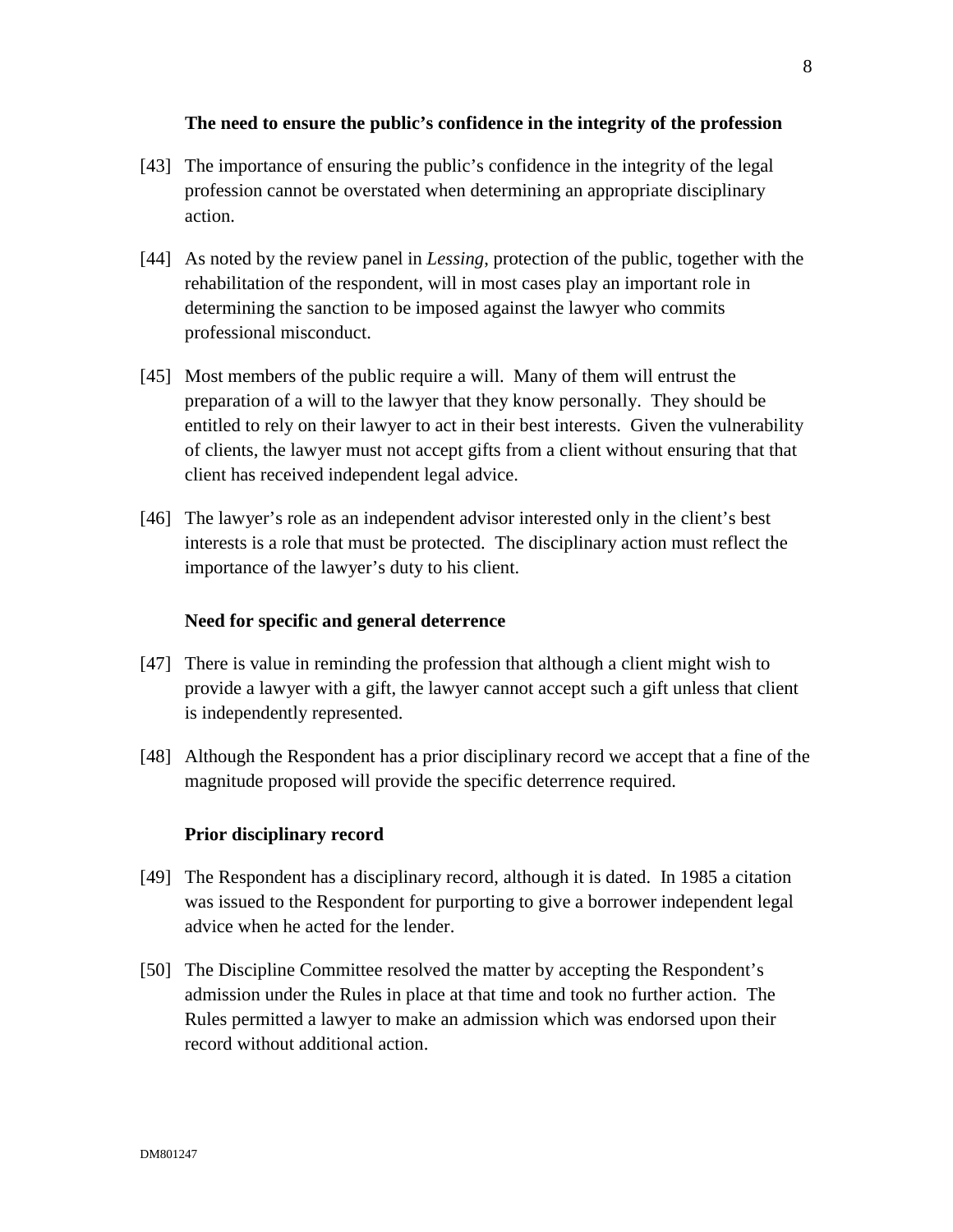### The need to ensure the public's confidence in the integrity of the profession

[43] The importance of ensuring the public's confidence in the integrity of the legal profession cannot be overstated when determining an appropriate disciplinary action.

[44] As noted by the review panel in *Lessing*, protection of the public, together with the rehabilitation of the respondent, will in most cases play an important role in determining the sanction to be imposed against the lawyer who commits professional misconduct.

[45] Most members of the public require a will. Many of them will entrust the preparation of a will to the lawyer that they know personally. They should be entitled to rely on their lawyer to act in their best interests. Given the vulnerability of clients, the lawyer must not accept gifts from a client without ensuring that that client has received independent legal advice.

[46] The lawyer's role as an independent advisor interested only in the client's best interests is a role that must be protected. The disciplinary action must reflect the importance of the lawyer's duty to his client.

### Need for specific and general deterrence

[47] There is value in reminding the profession that although a client might wish to provide a lawyer with a gift, the lawyer cannot accept such a gift unless that client is independently represented.

[48] Although the Respondent has a prior disciplinary record we accept that a fine of the magnitude proposed will provide the specific deterrence required.

### Prior disciplinary record

[49] The Respondent has a disciplinary record, although it is dated. In 1985 a citation was issued to the Respondent for purporting to give a borrower independent legal advice when he acted for the lender.

[50] The Discipline Committee resolved the matter by accepting the Respondent's admission under the Rules in place at that time and took no further action. The Rules permitted a lawyer to make an admission which was endorsed upon their record without additional action.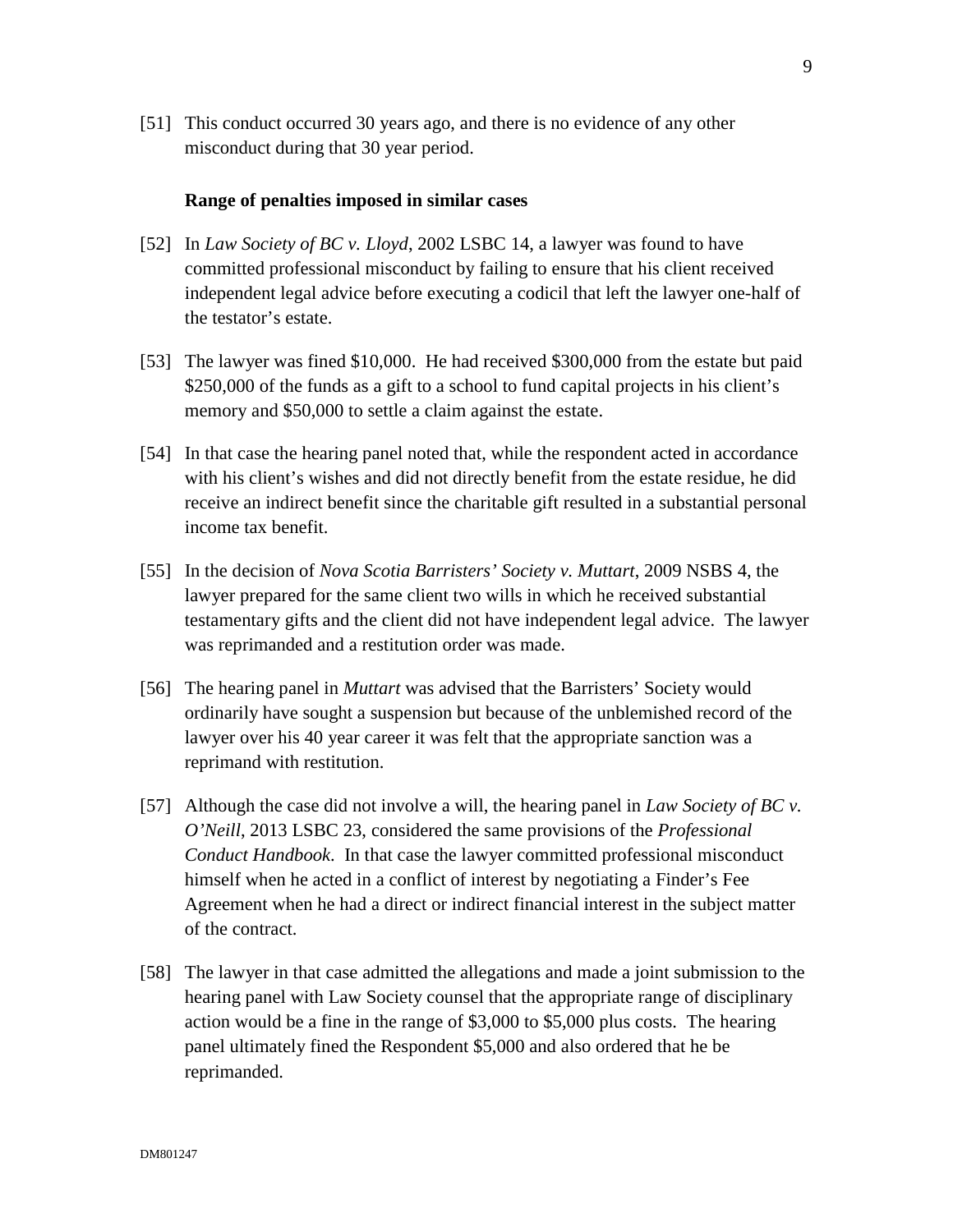[51] This conduct occurred 30 years ago, and there is no evidence of any other misconduct during that 30 year period.

**Range of penalties imposed in similar cases**

[52] In *Law Society of BC v. Lloyd*, 2002 LSBC 14, a lawyer was found to have committed professional misconduct by failing to ensure that his client received independent legal advice before executing a codicil that left the lawyer one-half of the testator's estate.

[53] The lawyer was fined $10,000. He had received $300,000 from the estate but paid $250,000 of the funds as a gift to a school to fund capital projects in his client's memory and $50,000 to settle a claim against the estate.

[54] In that case the hearing panel noted that, while the respondent acted in accordance with his client's wishes and did not directly benefit from the estate residue, he did receive an indirect benefit since the charitable gift resulted in a substantial personal income tax benefit.

[55] In the decision of *Nova Scotia Barristers' Society v. Muttart*, 2009 NSBS 4, the lawyer prepared for the same client two wills in which he received substantial testamentary gifts and the client did not have independent legal advice. The lawyer was reprimanded and a restitution order was made.

[56] The hearing panel in *Muttart* was advised that the Barristers' Society would ordinarily have sought a suspension but because of the unblemished record of the lawyer over his 40 year career it was felt that the appropriate sanction was a reprimand with restitution.

[57] Although the case did not involve a will, the hearing panel in *Law Society of BC v. O'Neill*, 2013 LSBC 23, considered the same provisions of the *Professional Conduct Handbook*. In that case the lawyer committed professional misconduct himself when he acted in a conflict of interest by negotiating a Finder's Fee Agreement when he had a direct or indirect financial interest in the subject matter of the contract.

[58] The lawyer in that case admitted the allegations and made a joint submission to the hearing panel with Law Society counsel that the appropriate range of disciplinary action would be a fine in the range of $3,000 to $5,000 plus costs. The hearing panel ultimately fined the Respondent $5,000 and also ordered that he be reprimanded.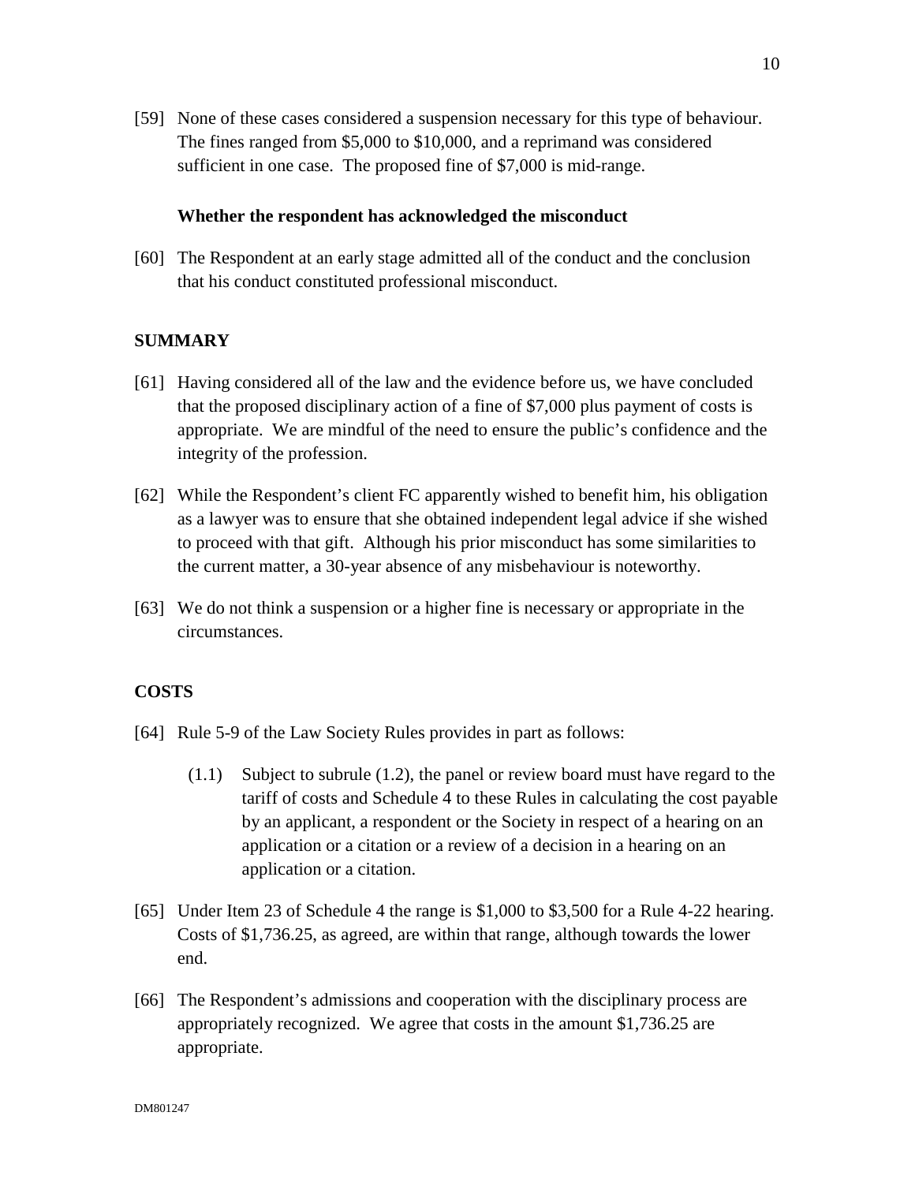[59] None of these cases considered a suspension necessary for this type of behaviour. The fines ranged from $5,000 to $10,000, and a reprimand was considered sufficient in one case. The proposed fine of $7,000 is mid-range.

**Whether the respondent has acknowledged the misconduct**

[60] The Respondent at an early stage admitted all of the conduct and the conclusion that his conduct constituted professional misconduct.

## SUMMARY

[61] Having considered all of the law and the evidence before us, we have concluded that the proposed disciplinary action of a fine of $7,000 plus payment of costs is appropriate. We are mindful of the need to ensure the public's confidence and the integrity of the profession.

[62] While the Respondent's client FC apparently wished to benefit him, his obligation as a lawyer was to ensure that she obtained independent legal advice if she wished to proceed with that gift. Although his prior misconduct has some similarities to the current matter, a 30-year absence of any misbehaviour is noteworthy.

[63] We do not think a suspension or a higher fine is necessary or appropriate in the circumstances.

## COSTS

[64] Rule 5-9 of the Law Society Rules provides in part as follows:

> (1.1) Subject to subrule (1.2), the panel or review board must have regard to the tariff of costs and Schedule 4 to these Rules in calculating the cost payable by an applicant, a respondent or the Society in respect of a hearing on an application or a citation or a review of a decision in a hearing on an application or a citation.

[65] Under Item 23 of Schedule 4 the range is $1,000 to $3,500 for a Rule 4-22 hearing. Costs of $1,736.25, as agreed, are within that range, although towards the lower end.

[66] The Respondent's admissions and cooperation with the disciplinary process are appropriately recognized. We agree that costs in the amount $1,736.25 are appropriate.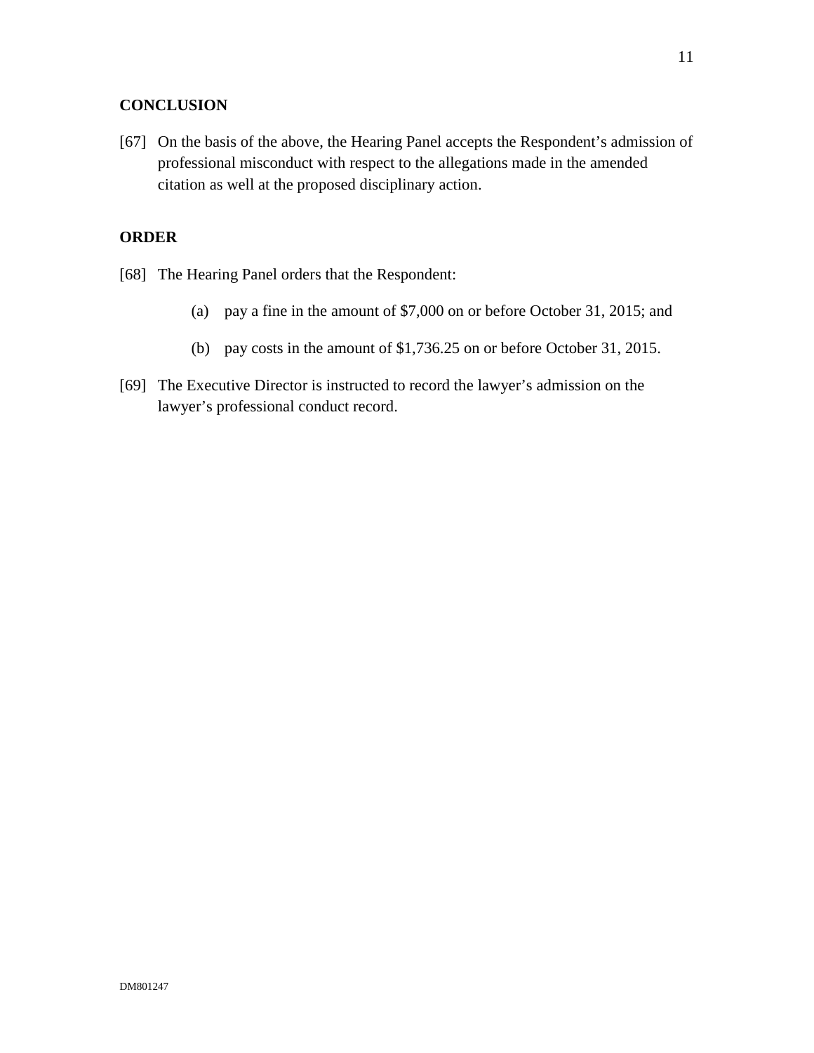## CONCLUSION

[67] On the basis of the above, the Hearing Panel accepts the Respondent's admission of professional misconduct with respect to the allegations made in the amended citation as well at the proposed disciplinary action.

## ORDER

[68] The Hearing Panel orders that the Respondent:

(a) pay a fine in the amount of $7,000 on or before October 31, 2015; and

(b) pay costs in the amount of $1,736.25 on or before October 31, 2015.

[69] The Executive Director is instructed to record the lawyer's admission on the lawyer's professional conduct record.

DM801247